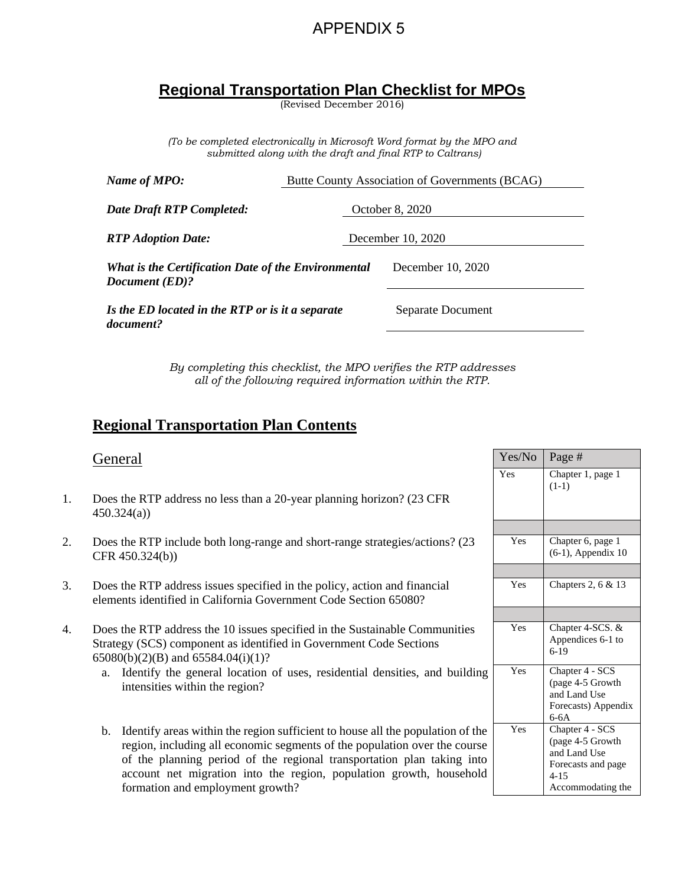# APPENDIX 5

## Regional Transportation Plan Checklist for MPOs

(Revised December 2016)

*(To be completed electronically in Microsoft Word format by the MPO and submitted along with the draft and final RTP to Caltrans)*

***Name of MPO:*** Butte County Association of Governments (BCAG)

***Date Draft RTP Completed:*** October 8, 2020

***RTP Adoption Date:*** December 10, 2020

***What is the Certification Date of the Environmental Document (ED)?*** December 10, 2020

***Is the ED located in the RTP or is it a separate document?*** Separate Document

*By completing this checklist, the MPO verifies the RTP addresses all of the following required information within the RTP.*

## Regional Transportation Plan Contents

### General

| | | Yes/No | Page # |
|---|---|---|---|
| 1. | Does the RTP address no less than a 20-year planning horizon? (23 CFR 450.324(a)) | Yes | Chapter 1, page 1 (1-1) |
| 2. | Does the RTP include both long-range and short-range strategies/actions? (23 CFR 450.324(b)) | Yes | Chapter 6, page 1 (6-1), Appendix 10 |
| 3. | Does the RTP address issues specified in the policy, action and financial elements identified in California Government Code Section 65080? | Yes | Chapters 2, 6 & 13 |
| 4. | Does the RTP address the 10 issues specified in the Sustainable Communities Strategy (SCS) component as identified in Government Code Sections 65080(b)(2)(B) and 65584.04(i)(1)? | Yes | Chapter 4-SCS. & Appendices 6-1 to 6-19 |
| | a. Identify the general location of uses, residential densities, and building intensities within the region? | Yes | Chapter 4 - SCS (page 4-5 Growth and Land Use Forecasts) Appendix 6-6A |
| | b. Identify areas within the region sufficient to house all the population of the region, including all economic segments of the population over the course of the planning period of the regional transportation plan taking into account net migration into the region, population growth, household formation and employment growth? | Yes | Chapter 4 - SCS (page 4-5 Growth and Land Use Forecasts and page 4-15 Accommodating the |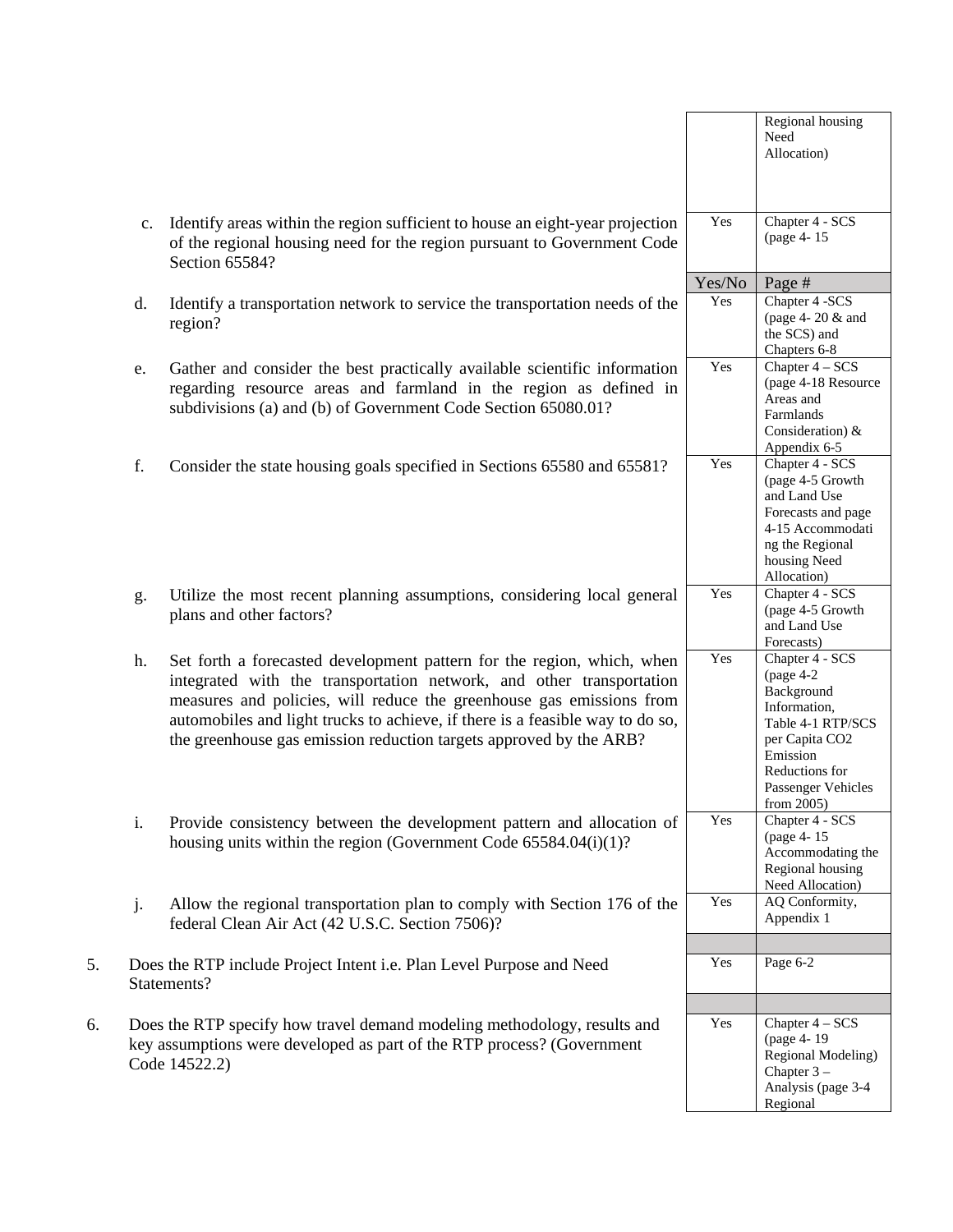| | | Yes/No | Page # |
|---|---|---|---|
| | | | Regional housing Need Allocation) |
| c. | Identify areas within the region sufficient to house an eight-year projection of the regional housing need for the region pursuant to Government Code Section 65584? | Yes | Chapter 4 - SCS (page 4- 15 |
| d. | Identify a transportation network to service the transportation needs of the region? | Yes | Chapter 4 -SCS (page 4- 20 & and the SCS) and Chapters 6-8 |
| e. | Gather and consider the best practically available scientific information regarding resource areas and farmland in the region as defined in subdivisions (a) and (b) of Government Code Section 65080.01? | Yes | Chapter 4 – SCS (page 4-18 Resource Areas and Farmlands Consideration) & Appendix 6-5 |
| f. | Consider the state housing goals specified in Sections 65580 and 65581? | Yes | Chapter 4 - SCS (page 4-5 Growth and Land Use Forecasts and page 4-15 Accommodating the Regional housing Need Allocation) |
| g. | Utilize the most recent planning assumptions, considering local general plans and other factors? | Yes | Chapter 4 - SCS (page 4-5 Growth and Land Use Forecasts) |
| h. | Set forth a forecasted development pattern for the region, which, when integrated with the transportation network, and other transportation measures and policies, will reduce the greenhouse gas emissions from automobiles and light trucks to achieve, if there is a feasible way to do so, the greenhouse gas emission reduction targets approved by the ARB? | Yes | Chapter 4 - SCS (page 4-2 Background Information, Table 4-1 RTP/SCS per Capita CO2 Emission Reductions for Passenger Vehicles from 2005) |
| i. | Provide consistency between the development pattern and allocation of housing units within the region (Government Code 65584.04(i)(1)? | Yes | Chapter 4 - SCS (page 4- 15 Accommodating the Regional housing Need Allocation) |
| j. | Allow the regional transportation plan to comply with Section 176 of the federal Clean Air Act (42 U.S.C. Section 7506)? | Yes | AQ Conformity, Appendix 1 |
| 5. | Does the RTP include Project Intent i.e. Plan Level Purpose and Need Statements? | Yes | Page 6-2 |
| 6. | Does the RTP specify how travel demand modeling methodology, results and key assumptions were developed as part of the RTP process? (Government Code 14522.2) | Yes | Chapter 4 – SCS (page 4- 19 Regional Modeling) Chapter 3 – Analysis (page 3-4 Regional |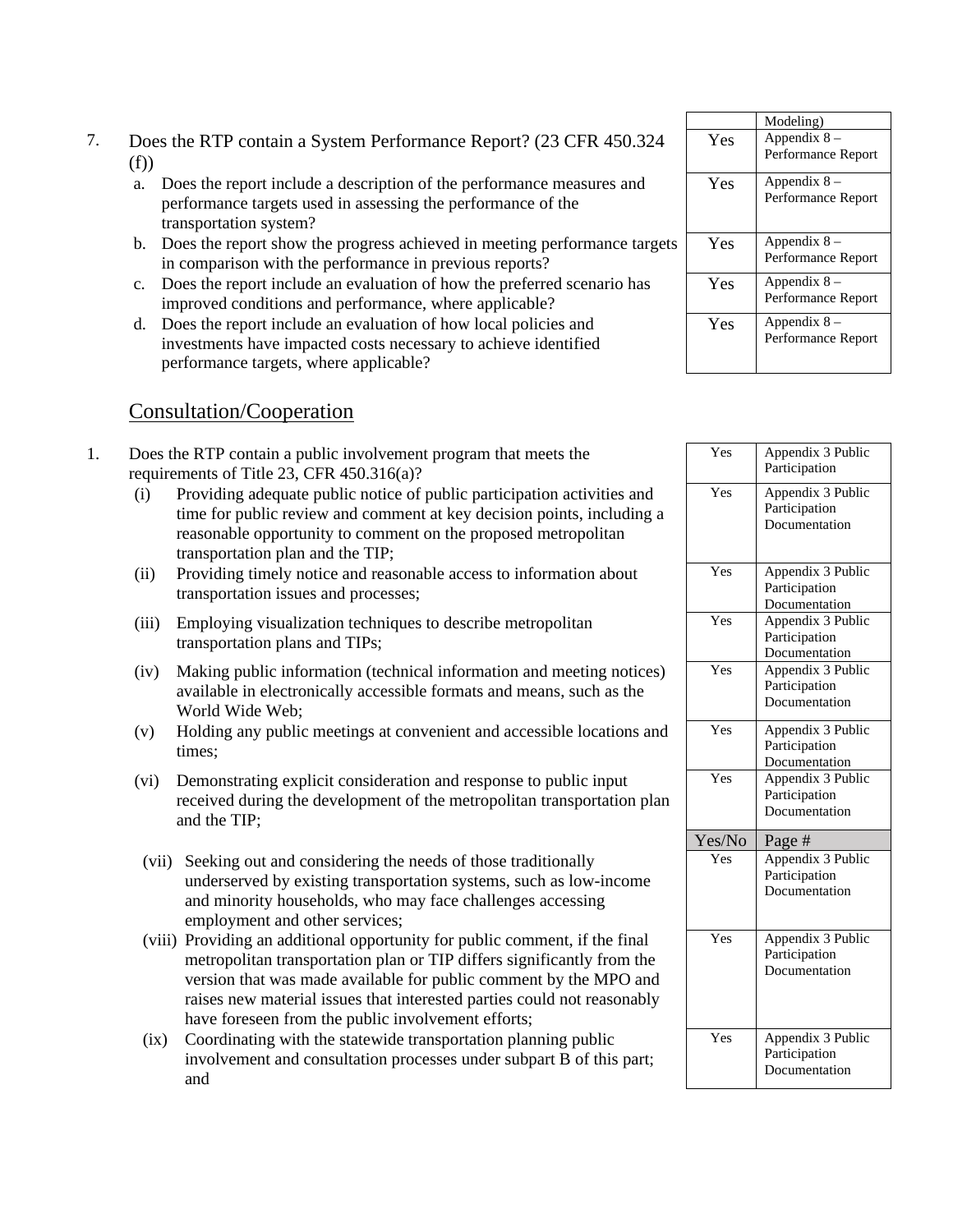| Question | Yes/No | Page # |
|---|---|---|
| | | Modeling) |
| 7. Does the RTP contain a System Performance Report? (23 CFR 450.324 (f)) | Yes | Appendix 8 – Performance Report |
| a. Does the report include a description of the performance measures and performance targets used in assessing the performance of the transportation system? | Yes | Appendix 8 – Performance Report |
| b. Does the report show the progress achieved in meeting performance targets in comparison with the performance in previous reports? | Yes | Appendix 8 – Performance Report |
| c. Does the report include an evaluation of how the preferred scenario has improved conditions and performance, where applicable? | Yes | Appendix 8 – Performance Report |
| d. Does the report include an evaluation of how local policies and investments have impacted costs necessary to achieve identified performance targets, where applicable? | Yes | Appendix 8 – Performance Report |

## Consultation/Cooperation

| Question | Yes/No | Page # |
|---|---|---|
| 1. Does the RTP contain a public involvement program that meets the requirements of Title 23, CFR 450.316(a)? | Yes | Appendix 3 Public Participation |
| (i) Providing adequate public notice of public participation activities and time for public review and comment at key decision points, including a reasonable opportunity to comment on the proposed metropolitan transportation plan and the TIP; | Yes | Appendix 3 Public Participation Documentation |
| (ii) Providing timely notice and reasonable access to information about transportation issues and processes; | Yes | Appendix 3 Public Participation Documentation |
| (iii) Employing visualization techniques to describe metropolitan transportation plans and TIPs; | Yes | Appendix 3 Public Participation Documentation |
| (iv) Making public information (technical information and meeting notices) available in electronically accessible formats and means, such as the World Wide Web; | Yes | Appendix 3 Public Participation Documentation |
| (v) Holding any public meetings at convenient and accessible locations and times; | Yes | Appendix 3 Public Participation Documentation |
| (vi) Demonstrating explicit consideration and response to public input received during the development of the metropolitan transportation plan and the TIP; | Yes | Appendix 3 Public Participation Documentation |
| (vii) Seeking out and considering the needs of those traditionally underserved by existing transportation systems, such as low-income and minority households, who may face challenges accessing employment and other services; | Yes | Appendix 3 Public Participation Documentation |
| (viii) Providing an additional opportunity for public comment, if the final metropolitan transportation plan or TIP differs significantly from the version that was made available for public comment by the MPO and raises new material issues that interested parties could not reasonably have foreseen from the public involvement efforts; | Yes | Appendix 3 Public Participation Documentation |
| (ix) Coordinating with the statewide transportation planning public involvement and consultation processes under subpart B of this part; and | Yes | Appendix 3 Public Participation Documentation |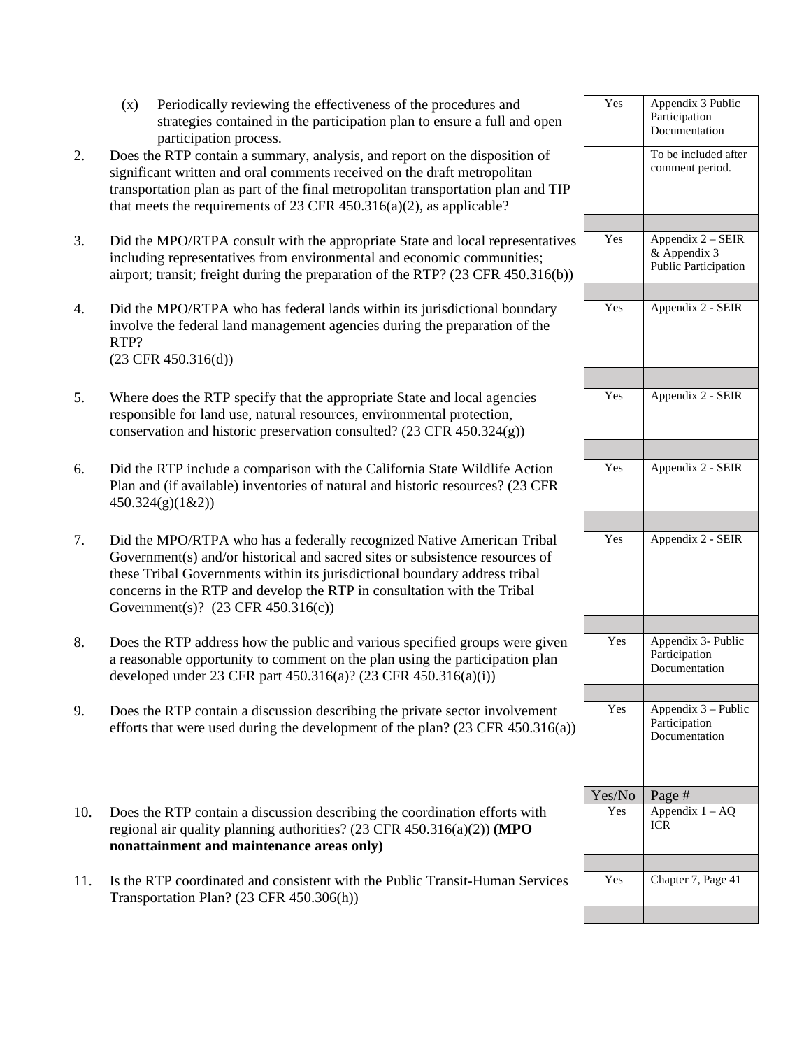| | Yes/No | Page # |
|---|---|---|
| (x) Periodically reviewing the effectiveness of the procedures and strategies contained in the participation plan to ensure a full and open participation process. | Yes | Appendix 3 Public Participation Documentation |
| 2. Does the RTP contain a summary, analysis, and report on the disposition of significant written and oral comments received on the draft metropolitan transportation plan as part of the final metropolitan transportation plan and TIP that meets the requirements of 23 CFR 450.316(a)(2), as applicable? | | To be included after comment period. |
| 3. Did the MPO/RTPA consult with the appropriate State and local representatives including representatives from environmental and economic communities; airport; transit; freight during the preparation of the RTP? (23 CFR 450.316(b)) | Yes | Appendix 2 – SEIR & Appendix 3 Public Participation |
| 4. Did the MPO/RTPA who has federal lands within its jurisdictional boundary involve the federal land management agencies during the preparation of the RTP? (23 CFR 450.316(d)) | Yes | Appendix 2 - SEIR |
| 5. Where does the RTP specify that the appropriate State and local agencies responsible for land use, natural resources, environmental protection, conservation and historic preservation consulted? (23 CFR 450.324(g)) | Yes | Appendix 2 - SEIR |
| 6. Did the RTP include a comparison with the California State Wildlife Action Plan and (if available) inventories of natural and historic resources? (23 CFR 450.324(g)(1&2)) | Yes | Appendix 2 - SEIR |
| 7. Did the MPO/RTPA who has a federally recognized Native American Tribal Government(s) and/or historical and sacred sites or subsistence resources of these Tribal Governments within its jurisdictional boundary address tribal concerns in the RTP and develop the RTP in consultation with the Tribal Government(s)? (23 CFR 450.316(c)) | Yes | Appendix 2 - SEIR |
| 8. Does the RTP address how the public and various specified groups were given a reasonable opportunity to comment on the plan using the participation plan developed under 23 CFR part 450.316(a)? (23 CFR 450.316(a)(i)) | Yes | Appendix 3- Public Participation Documentation |
| 9. Does the RTP contain a discussion describing the private sector involvement efforts that were used during the development of the plan? (23 CFR 450.316(a)) | Yes | Appendix 3 – Public Participation Documentation |
| 10. Does the RTP contain a discussion describing the coordination efforts with regional air quality planning authorities? (23 CFR 450.316(a)(2)) **(MPO nonattainment and maintenance areas only)** | Yes | Appendix 1 – AQ ICR |
| 11. Is the RTP coordinated and consistent with the Public Transit-Human Services Transportation Plan? (23 CFR 450.306(h)) | Yes | Chapter 7, Page 41 |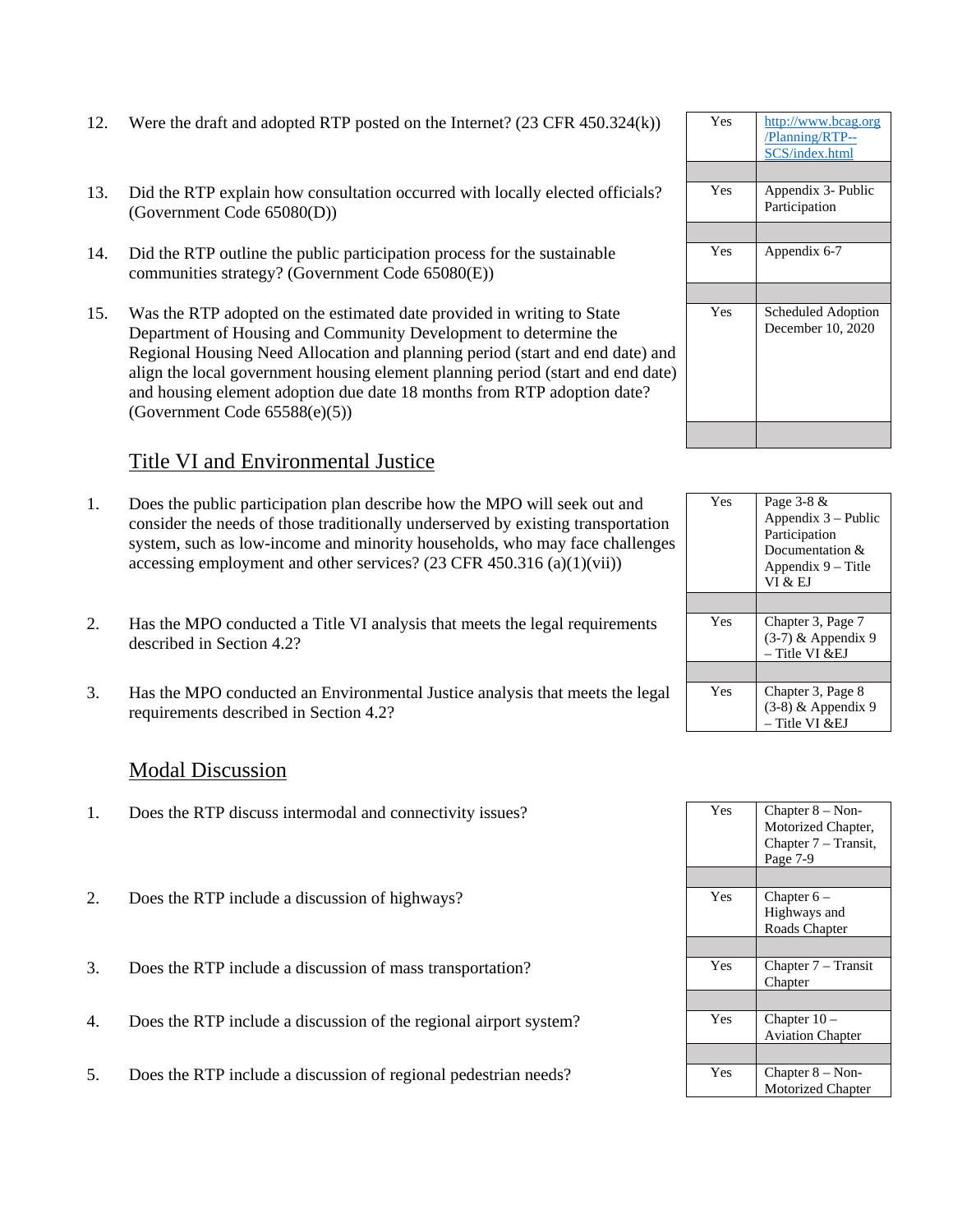| | Question | Response | Reference |
|---|---|---|---|
| 12. | Were the draft and adopted RTP posted on the Internet? (23 CFR 450.324(k)) | Yes | http://www.bcag.org/Planning/RTP--SCS/index.html |
| 13. | Did the RTP explain how consultation occurred with locally elected officials? (Government Code 65080(D)) | Yes | Appendix 3- Public Participation |
| 14. | Did the RTP outline the public participation process for the sustainable communities strategy? (Government Code 65080(E)) | Yes | Appendix 6-7 |
| 15. | Was the RTP adopted on the estimated date provided in writing to State Department of Housing and Community Development to determine the Regional Housing Need Allocation and planning period (start and end date) and align the local government housing element planning period (start and end date) and housing element adoption due date 18 months from RTP adoption date? (Government Code 65588(e)(5)) | Yes | Scheduled Adoption December 10, 2020 |

## Title VI and Environmental Justice

| | Question | Response | Reference |
|---|---|---|---|
| 1. | Does the public participation plan describe how the MPO will seek out and consider the needs of those traditionally underserved by existing transportation system, such as low-income and minority households, who may face challenges accessing employment and other services? (23 CFR 450.316 (a)(1)(vii)) | Yes | Page 3-8 & Appendix 3 – Public Participation Documentation & Appendix 9 – Title VI & EJ |
| 2. | Has the MPO conducted a Title VI analysis that meets the legal requirements described in Section 4.2? | Yes | Chapter 3, Page 7 (3-7) & Appendix 9 – Title VI &EJ |
| 3. | Has the MPO conducted an Environmental Justice analysis that meets the legal requirements described in Section 4.2? | Yes | Chapter 3, Page 8 (3-8) & Appendix 9 – Title VI &EJ |

## Modal Discussion

| | Question | Response | Reference |
|---|---|---|---|
| 1. | Does the RTP discuss intermodal and connectivity issues? | Yes | Chapter 8 – Non-Motorized Chapter, Chapter 7 – Transit, Page 7-9 |
| 2. | Does the RTP include a discussion of highways? | Yes | Chapter 6 – Highways and Roads Chapter |
| 3. | Does the RTP include a discussion of mass transportation? | Yes | Chapter 7 – Transit Chapter |
| 4. | Does the RTP include a discussion of the regional airport system? | Yes | Chapter 10 – Aviation Chapter |
| 5. | Does the RTP include a discussion of regional pedestrian needs? | Yes | Chapter 8 – Non-Motorized Chapter |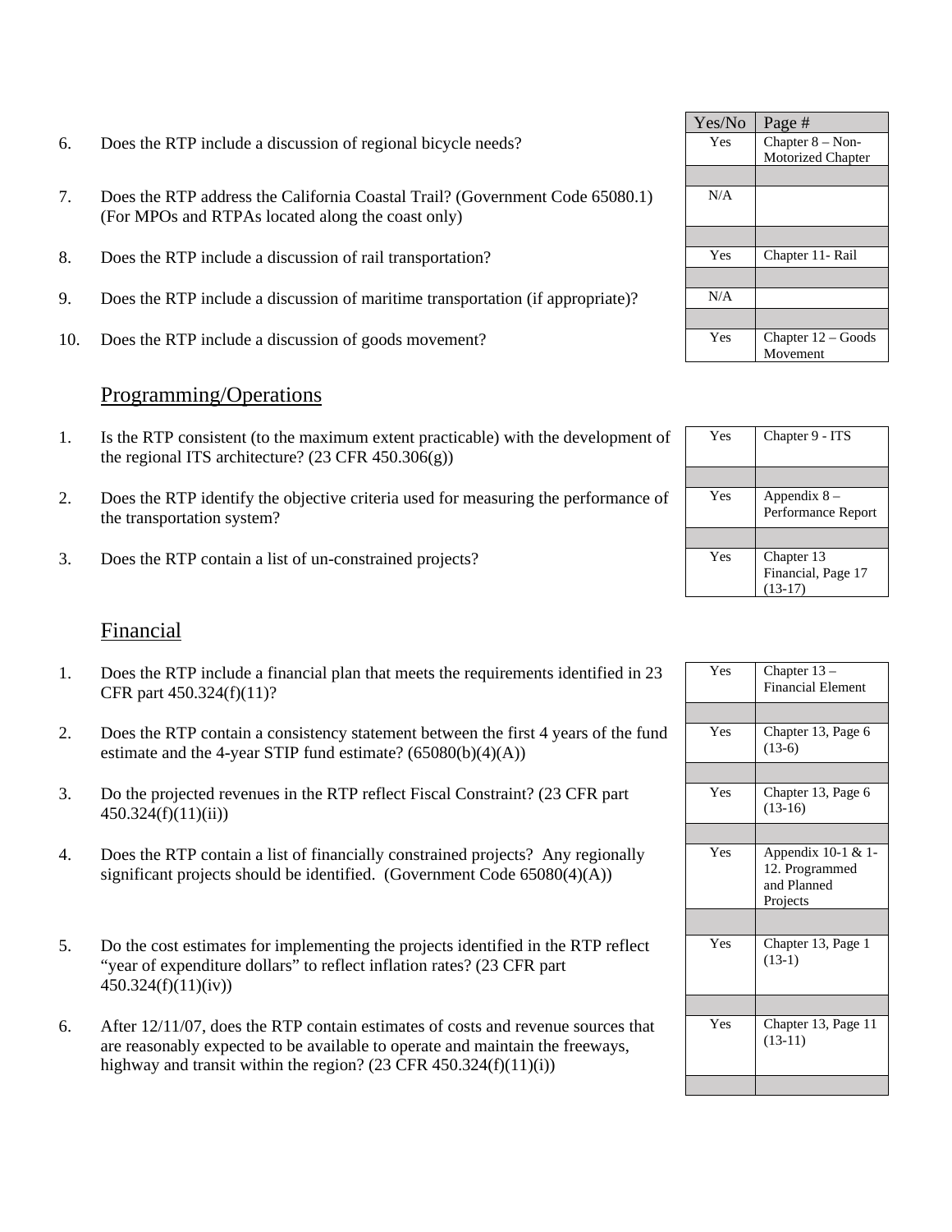| # | Question | Yes/No | Page # |
|---|---|---|---|
| 6. | Does the RTP include a discussion of regional bicycle needs? | Yes | Chapter 8 – Non-Motorized Chapter |
| 7. | Does the RTP address the California Coastal Trail? (Government Code 65080.1) (For MPOs and RTPAs located along the coast only) | N/A | |
| 8. | Does the RTP include a discussion of rail transportation? | Yes | Chapter 11- Rail |
| 9. | Does the RTP include a discussion of maritime transportation (if appropriate)? | N/A | |
| 10. | Does the RTP include a discussion of goods movement? | Yes | Chapter 12 – Goods Movement |

## Programming/Operations

| # | Question | Yes/No | Page # |
|---|---|---|---|
| 1. | Is the RTP consistent (to the maximum extent practicable) with the development of the regional ITS architecture? (23 CFR 450.306(g)) | Yes | Chapter 9 - ITS |
| 2. | Does the RTP identify the objective criteria used for measuring the performance of the transportation system? | Yes | Appendix 8 – Performance Report |
| 3. | Does the RTP contain a list of un-constrained projects? | Yes | Chapter 13 Financial, Page 17 (13-17) |

## Financial

| # | Question | Yes/No | Page # |
|---|---|---|---|
| 1. | Does the RTP include a financial plan that meets the requirements identified in 23 CFR part 450.324(f)(11)? | Yes | Chapter 13 – Financial Element |
| 2. | Does the RTP contain a consistency statement between the first 4 years of the fund estimate and the 4-year STIP fund estimate? (65080(b)(4)(A)) | Yes | Chapter 13, Page 6 (13-6) |
| 3. | Do the projected revenues in the RTP reflect Fiscal Constraint? (23 CFR part 450.324(f)(11)(ii)) | Yes | Chapter 13, Page 6 (13-16) |
| 4. | Does the RTP contain a list of financially constrained projects? Any regionally significant projects should be identified. (Government Code 65080(4)(A)) | Yes | Appendix 10-1 & 1-12. Programmed and Planned Projects |
| 5. | Do the cost estimates for implementing the projects identified in the RTP reflect "year of expenditure dollars" to reflect inflation rates? (23 CFR part 450.324(f)(11)(iv)) | Yes | Chapter 13, Page 1 (13-1) |
| 6. | After 12/11/07, does the RTP contain estimates of costs and revenue sources that are reasonably expected to be available to operate and maintain the freeways, highway and transit within the region? (23 CFR 450.324(f)(11)(i)) | Yes | Chapter 13, Page 11 (13-11) |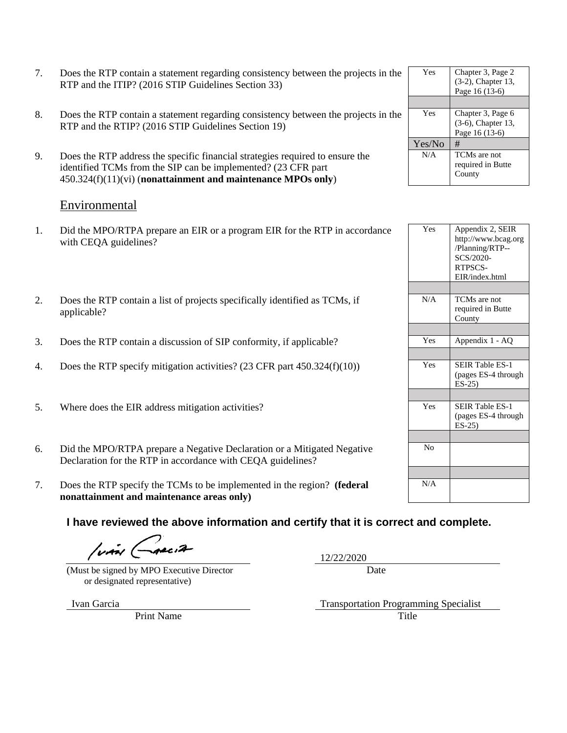| | | |
|---|---|---|
| 7. Does the RTP contain a statement regarding consistency between the projects in the RTP and the ITIP? (2016 STIP Guidelines Section 33) | Yes | Chapter 3, Page 2 (3-2), Chapter 13, Page 16 (13-6) |
| 8. Does the RTP contain a statement regarding consistency between the projects in the RTP and the RTIP? (2016 STIP Guidelines Section 19) | Yes | Chapter 3, Page 6 (3-6), Chapter 13, Page 16 (13-6) |
| | Yes/No | # |
| 9. Does the RTP address the specific financial strategies required to ensure the identified TCMs from the SIP can be implemented? (23 CFR part 450.324(f)(11)(vi) (**nonattainment and maintenance MPOs only**) | N/A | TCMs are not required in Butte County |

## Environmental

| | | |
|---|---|---|
| 1. Did the MPO/RTPA prepare an EIR or a program EIR for the RTP in accordance with CEQA guidelines? | Yes | Appendix 2, SEIR http://www.bcag.org/Planning/RTP--SCS/2020-RTPSCS-EIR/index.html |
| 2. Does the RTP contain a list of projects specifically identified as TCMs, if applicable? | N/A | TCMs are not required in Butte County |
| 3. Does the RTP contain a discussion of SIP conformity, if applicable? | Yes | Appendix 1 - AQ |
| 4. Does the RTP specify mitigation activities? (23 CFR part 450.324(f)(10)) | Yes | SEIR Table ES-1 (pages ES-4 through ES-25) |
| 5. Where does the EIR address mitigation activities? | Yes | SEIR Table ES-1 (pages ES-4 through ES-25) |
| 6. Did the MPO/RTPA prepare a Negative Declaration or a Mitigated Negative Declaration for the RTP in accordance with CEQA guidelines? | No | |
| 7. Does the RTP specify the TCMs to be implemented in the region? **(federal nonattainment and maintenance areas only)** | N/A | |

**I have reviewed the above information and certify that it is correct and complete.**

Ivan Garcia (signature)
(Must be signed by MPO Executive Director or designated representative)

12/22/2020
Date

Ivan Garcia
Print Name

Transportation Programming Specialist
Title